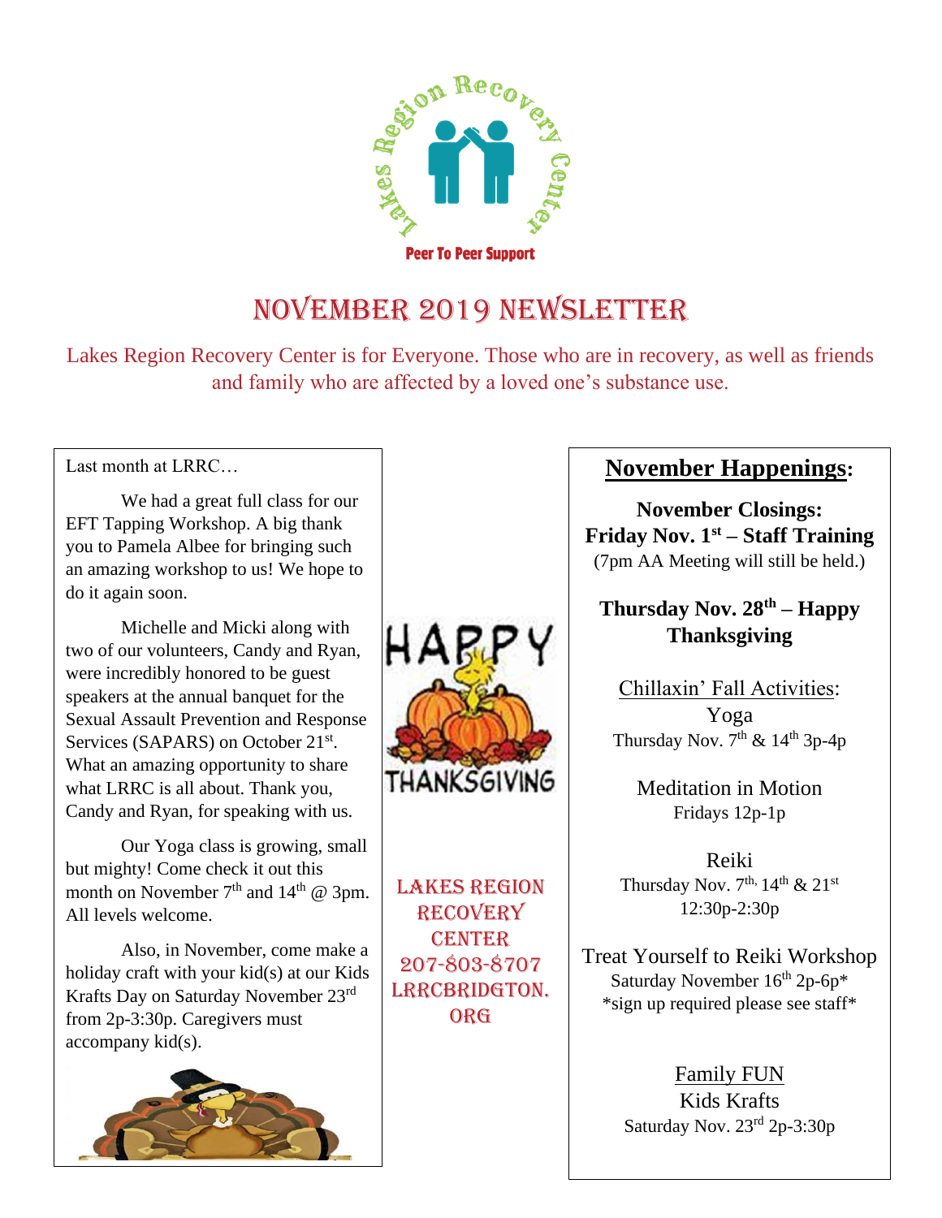Lakes Region Recovery Center

Peer To Peer Support

# November 2019 Newsletter

Lakes Region Recovery Center is for Everyone. Those who are in recovery, as well as friends and family who are affected by a loved one's substance use.

Last month at LRRC…

We had a great full class for our EFT Tapping Workshop. A big thank you to Pamela Albee for bringing such an amazing workshop to us! We hope to do it again soon.

Michelle and Micki along with two of our volunteers, Candy and Ryan, were incredibly honored to be guest speakers at the annual banquet for the Sexual Assault Prevention and Response Services (SAPARS) on October 21st. What an amazing opportunity to share what LRRC is all about. Thank you, Candy and Ryan, for speaking with us.

Our Yoga class is growing, small but mighty! Come check it out this month on November 7th and 14th @ 3pm. All levels welcome.

Also, in November, come make a holiday craft with your kid(s) at our Kids Krafts Day on Saturday November 23rd from 2p-3:30p. Caregivers must accompany kid(s).

HAPPY THANKSGIVING

Lakes Region Recovery Center
207-803-8707
LRRCBridgton.org

## November Happenings:

**November Closings:**
**Friday Nov. 1st – Staff Training**
(7pm AA Meeting will still be held.)

**Thursday Nov. 28th – Happy Thanksgiving**

Chillaxin' Fall Activities:

Yoga
Thursday Nov. 7th & 14th 3p-4p

Meditation in Motion
Fridays 12p-1p

Reiki
Thursday Nov. 7th, 14th & 21st
12:30p-2:30p

Treat Yourself to Reiki Workshop
Saturday November 16th 2p-6p*
*sign up required please see staff*

Family FUN
Kids Krafts
Saturday Nov. 23rd 2p-3:30p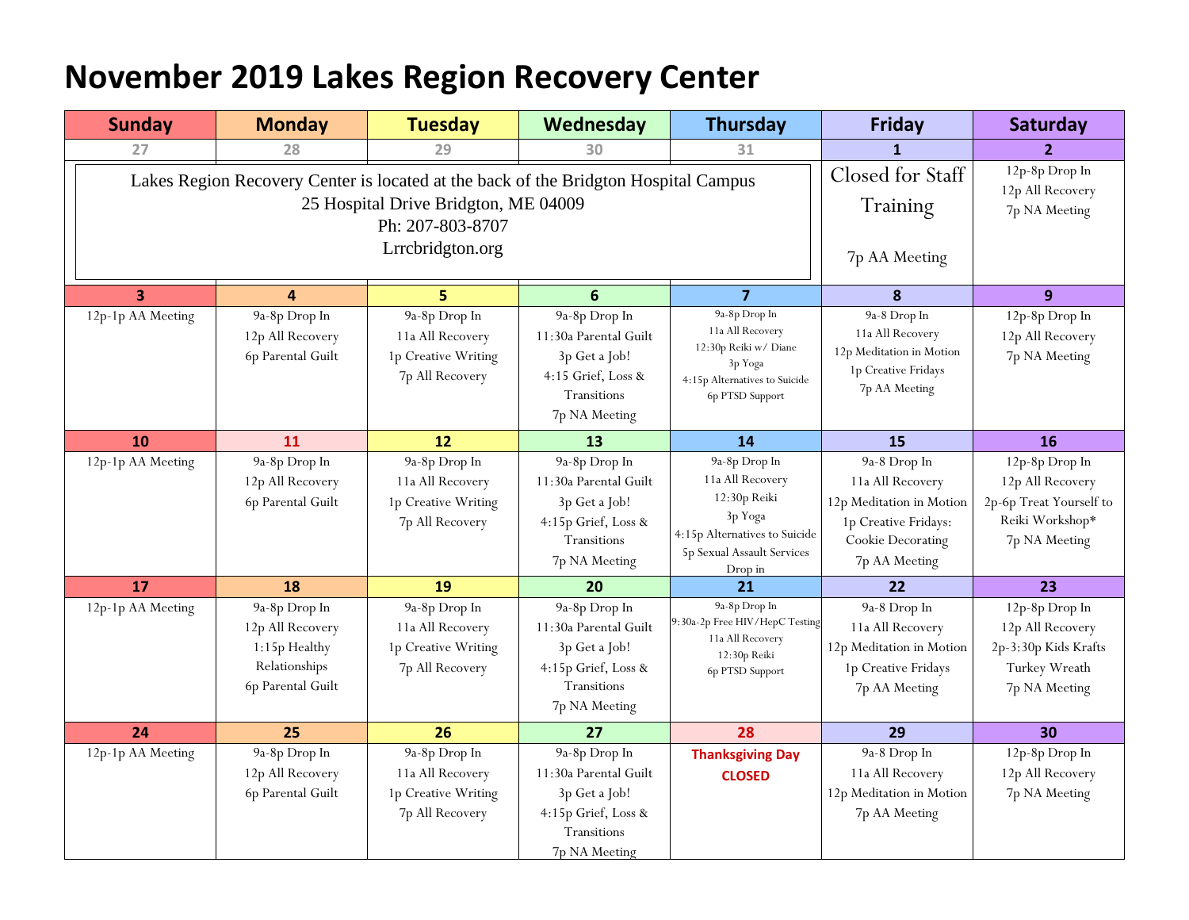# November 2019 Lakes Region Recovery Center

| Sunday | Monday | Tuesday | Wednesday | Thursday | Friday | Saturday |
|---|---|---|---|---|---|---|
| 27 | 28 | 29 | 30 | 31 | 1 | 2 |
| Lakes Region Recovery Center is located at the back of the Bridgton Hospital Campus<br>25 Hospital Drive Bridgton, ME 04009<br>Ph: 207-803-8707<br>Lrrcbridgton.org | | | | | Closed for Staff Training<br><br>7p AA Meeting | 12p-8p Drop In<br>12p All Recovery<br>7p NA Meeting |
| 3 | 4 | 5 | 6 | 7 | 8 | 9 |
| 12p-1p AA Meeting | 9a-8p Drop In<br>12p All Recovery<br>6p Parental Guilt | 9a-8p Drop In<br>11a All Recovery<br>1p Creative Writing<br>7p All Recovery | 9a-8p Drop In<br>11:30a Parental Guilt<br>3p Get a Job!<br>4:15 Grief, Loss & Transitions<br>7p NA Meeting | 9a-8p Drop In<br>11a All Recovery<br>12:30p Reiki w/ Diane<br>3p Yoga<br>4:15p Alternatives to Suicide<br>6p PTSD Support | 9a-8 Drop In<br>11a All Recovery<br>12p Meditation in Motion<br>1p Creative Fridays<br>7p AA Meeting | 12p-8p Drop In<br>12p All Recovery<br>7p NA Meeting |
| 10 | 11 | 12 | 13 | 14 | 15 | 16 |
| 12p-1p AA Meeting | 9a-8p Drop In<br>12p All Recovery<br>6p Parental Guilt | 9a-8p Drop In<br>11a All Recovery<br>1p Creative Writing<br>7p All Recovery | 9a-8p Drop In<br>11:30a Parental Guilt<br>3p Get a Job!<br>4:15p Grief, Loss & Transitions<br>7p NA Meeting | 9a-8p Drop In<br>11a All Recovery<br>12:30p Reiki<br>3p Yoga<br>4:15p Alternatives to Suicide<br>5p Sexual Assault Services Drop in | 9a-8 Drop In<br>11a All Recovery<br>12p Meditation in Motion<br>1p Creative Fridays: Cookie Decorating<br>7p AA Meeting | 12p-8p Drop In<br>12p All Recovery<br>2p-6p Treat Yourself to Reiki Workshop*<br>7p NA Meeting |
| 17 | 18 | 19 | 20 | 21 | 22 | 23 |
| 12p-1p AA Meeting | 9a-8p Drop In<br>12p All Recovery<br>1:15p Healthy Relationships<br>6p Parental Guilt | 9a-8p Drop In<br>11a All Recovery<br>1p Creative Writing<br>7p All Recovery | 9a-8p Drop In<br>11:30a Parental Guilt<br>3p Get a Job!<br>4:15p Grief, Loss & Transitions<br>7p NA Meeting | 9a-8p Drop In<br>9:30a-2p Free HIV/HepC Testing<br>11a All Recovery<br>12:30p Reiki<br>6p PTSD Support | 9a-8 Drop In<br>11a All Recovery<br>12p Meditation in Motion<br>1p Creative Fridays<br>7p AA Meeting | 12p-8p Drop In<br>12p All Recovery<br>2p-3:30p Kids Krafts Turkey Wreath<br>7p NA Meeting |
| 24 | 25 | 26 | 27 | 28 | 29 | 30 |
| 12p-1p AA Meeting | 9a-8p Drop In<br>12p All Recovery<br>6p Parental Guilt | 9a-8p Drop In<br>11a All Recovery<br>1p Creative Writing<br>7p All Recovery | 9a-8p Drop In<br>11:30a Parental Guilt<br>3p Get a Job!<br>4:15p Grief, Loss & Transitions<br>7p NA Meeting | **Thanksgiving Day CLOSED** | 9a-8 Drop In<br>11a All Recovery<br>12p Meditation in Motion<br>7p AA Meeting | 12p-8p Drop In<br>12p All Recovery<br>7p NA Meeting |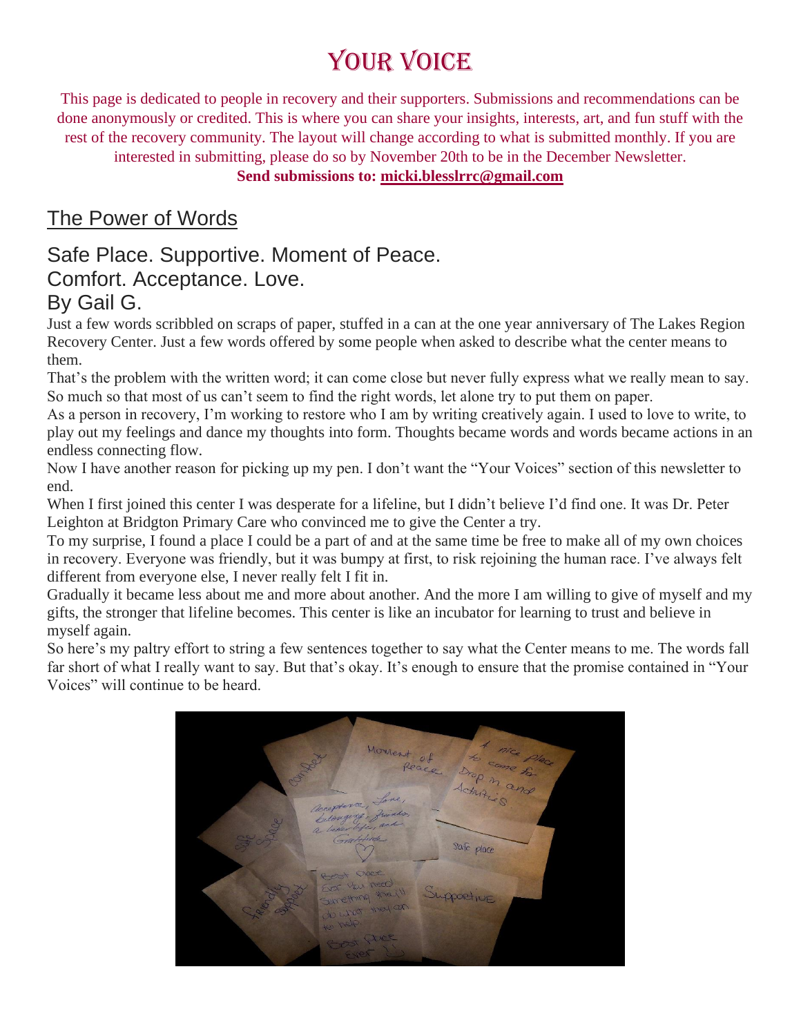# YOUR VOICE

This page is dedicated to people in recovery and their supporters. Submissions and recommendations can be done anonymously or credited. This is where you can share your insights, interests, art, and fun stuff with the rest of the recovery community. The layout will change according to what is submitted monthly. If you are interested in submitting, please do so by November 20th to be in the December Newsletter.

**Send submissions to: micki.blesslrrc@gmail.com**

## The Power of Words

### Safe Place. Supportive. Moment of Peace.
### Comfort. Acceptance. Love.
### By Gail G.

Just a few words scribbled on scraps of paper, stuffed in a can at the one year anniversary of The Lakes Region Recovery Center. Just a few words offered by some people when asked to describe what the center means to them.

That's the problem with the written word; it can come close but never fully express what we really mean to say. So much so that most of us can't seem to find the right words, let alone try to put them on paper.

As a person in recovery, I'm working to restore who I am by writing creatively again. I used to love to write, to play out my feelings and dance my thoughts into form. Thoughts became words and words became actions in an endless connecting flow.

Now I have another reason for picking up my pen. I don't want the "Your Voices" section of this newsletter to end.

When I first joined this center I was desperate for a lifeline, but I didn't believe I'd find one. It was Dr. Peter Leighton at Bridgton Primary Care who convinced me to give the Center a try.

To my surprise, I found a place I could be a part of and at the same time be free to make all of my own choices in recovery. Everyone was friendly, but it was bumpy at first, to risk rejoining the human race. I've always felt different from everyone else, I never really felt I fit in.

Gradually it became less about me and more about another. And the more I am willing to give of myself and my gifts, the stronger that lifeline becomes. This center is like an incubator for learning to trust and believe in myself again.

So here's my paltry effort to string a few sentences together to say what the Center means to me. The words fall far short of what I really want to say. But that's okay. It's enough to ensure that the promise contained in "Your Voices" will continue to be heard.